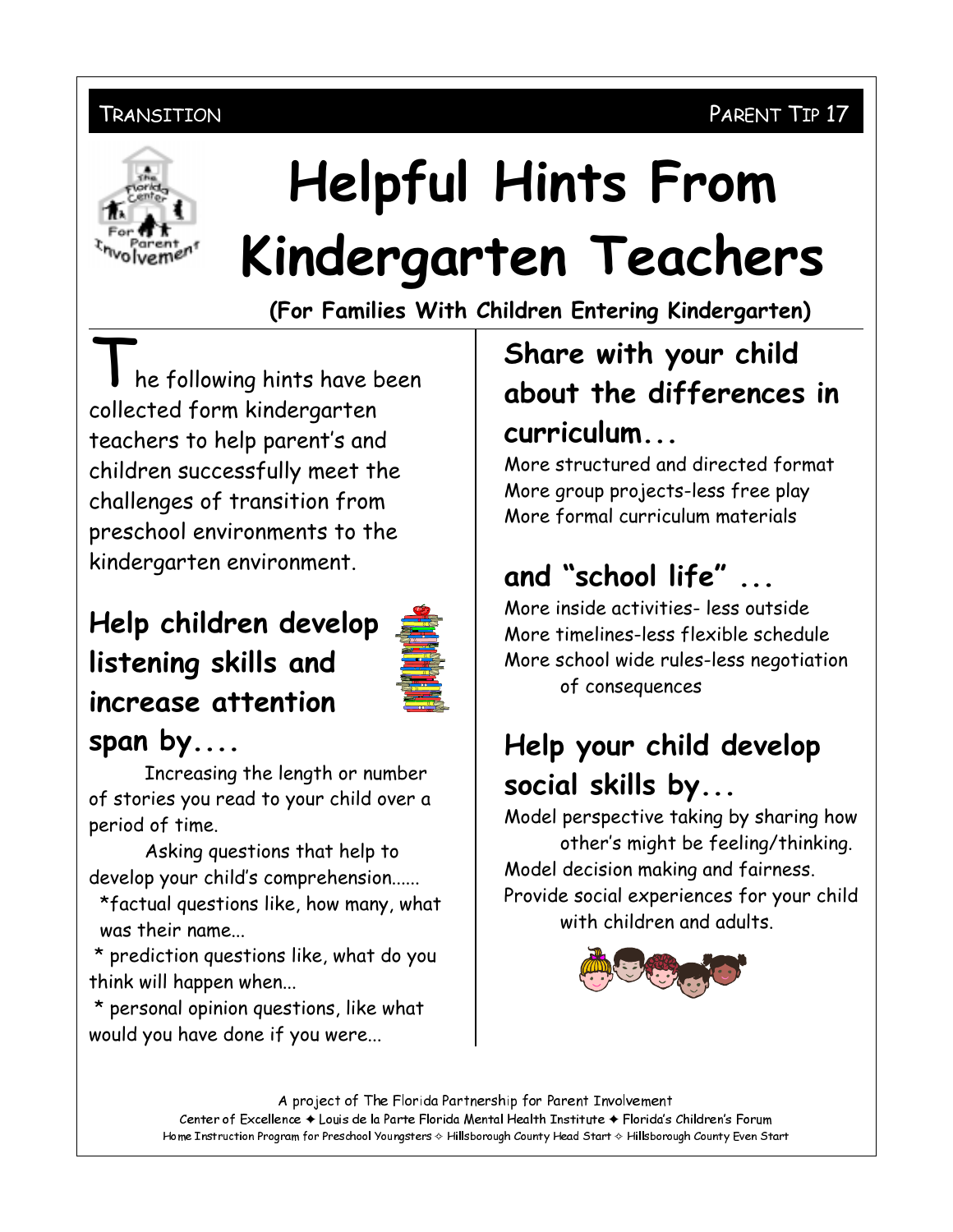TRANSITION PARENT TIP 17

# Helpful Hints From Kindergarten Teachers

**(For Families With Children Entering Kindergarten)**

The following hints have been collected form kindergarten teachers to help parent's and children successfully meet the challenges of transition from preschool environments to the kindergarten environment.

## Help children develop listening skills and increase attention span by....

Increasing the length or number of stories you read to your child over a period of time.

Asking questions that help to develop your child's comprehension......

*factual questions like, how many, what was their name...

* prediction questions like, what do you think will happen when...

* personal opinion questions, like what would you have done if you were...

## Share with your child about the differences in curriculum...

More structured and directed format
More group projects-less free play
More formal curriculum materials

## and "school life" ...

More inside activities- less outside
More timelines-less flexible schedule
More school wide rules-less negotiation of consequences

## Help your child develop social skills by...

Model perspective taking by sharing how other's might be feeling/thinking.
Model decision making and fairness.
Provide social experiences for your child with children and adults.

A project of The Florida Partnership for Parent Involvement
Center of Excellence ✦ Louis de la Parte Florida Mental Health Institute ✦ Florida's Children's Forum
Home Instruction Program for Preschool Youngsters ✧ Hillsborough County Head Start ✧ Hillsborough County Even Start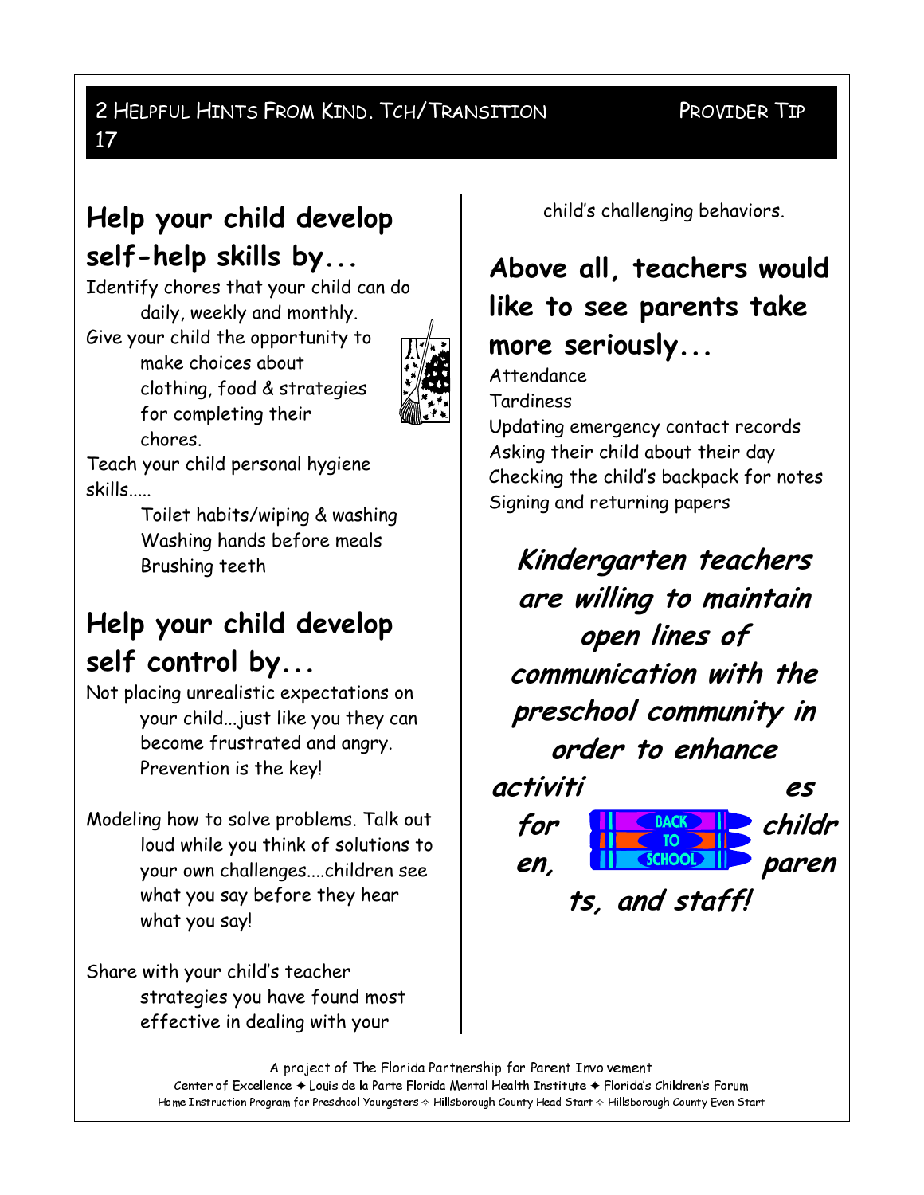## Help your child develop self-help skills by...

Identify chores that your child can do daily, weekly and monthly.

Give your child the opportunity to make choices about clothing, food & strategies for completing their chores.

Teach your child personal hygiene skills.....

Toilet habits/wiping & washing
Washing hands before meals
Brushing teeth

## Help your child develop self control by...

Not placing unrealistic expectations on your child...just like you they can become frustrated and angry. Prevention is the key!

Modeling how to solve problems. Talk out loud while you think of solutions to your own challenges....children see what you say before they hear what you say!

Share with your child's teacher strategies you have found most effective in dealing with your child's challenging behaviors.

## Above all, teachers would like to see parents take more seriously...

Attendance
Tardiness
Updating emergency contact records
Asking their child about their day
Checking the child's backpack for notes
Signing and returning papers

***Kindergarten teachers are willing to maintain open lines of communication with the preschool community in order to enhance activities for children, parents, and staff!***

A project of The Florida Partnership for Parent Involvement
Center of Excellence ✦ Louis de la Parte Florida Mental Health Institute ✦ Florida's Children's Forum
Home Instruction Program for Preschool Youngsters ✧ Hillsborough County Head Start ✧ Hillsborough County Even Start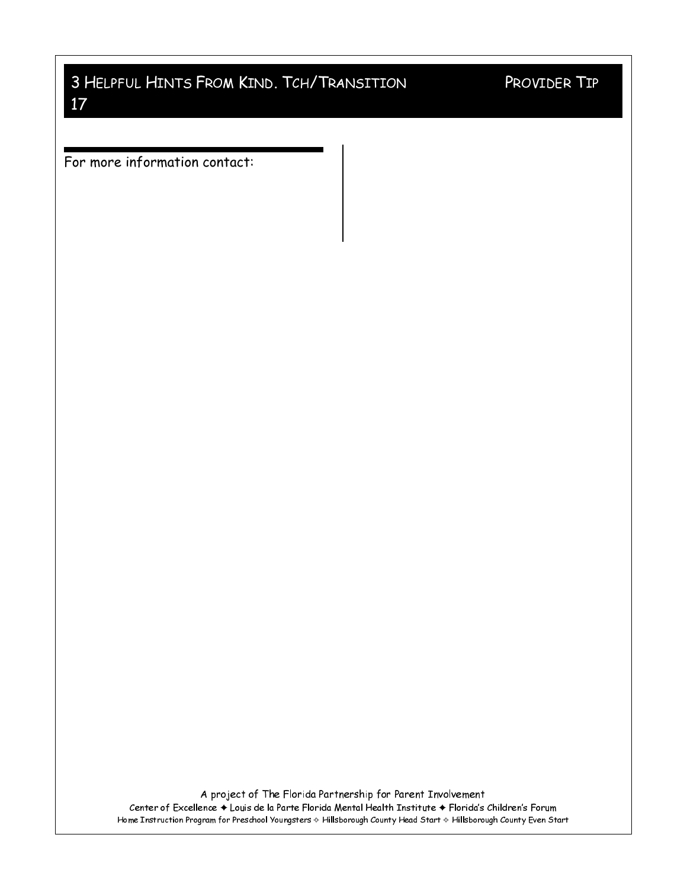# 3 Helpful Hints From Kind. Tch/Transition 17 — Provider Tip

For more information contact:

A project of The Florida Partnership for Parent Involvement

Center of Excellence ✦ Louis de la Parte Florida Mental Health Institute ✦ Florida's Children's Forum

Home Instruction Program for Preschool Youngsters ✧ Hillsborough County Head Start ✧ Hillsborough County Even Start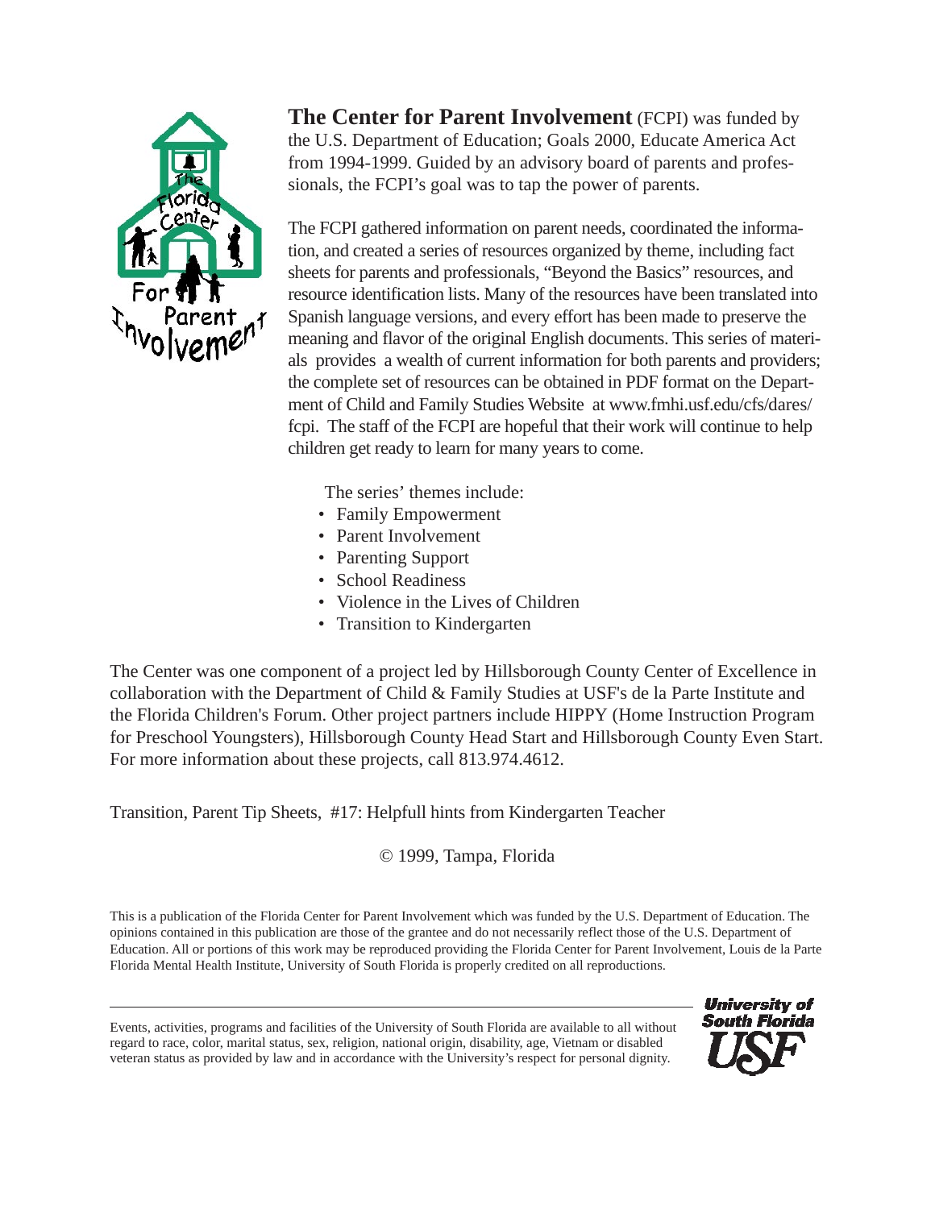**The Center for Parent Involvement** (FCPI) was funded by the U.S. Department of Education; Goals 2000, Educate America Act from 1994-1999. Guided by an advisory board of parents and professionals, the FCPI's goal was to tap the power of parents.

The FCPI gathered information on parent needs, coordinated the information, and created a series of resources organized by theme, including fact sheets for parents and professionals, "Beyond the Basics" resources, and resource identification lists. Many of the resources have been translated into Spanish language versions, and every effort has been made to preserve the meaning and flavor of the original English documents. This series of materials provides a wealth of current information for both parents and providers; the complete set of resources can be obtained in PDF format on the Department of Child and Family Studies Website at www.fmhi.usf.edu/cfs/dares/fcpi. The staff of the FCPI are hopeful that their work will continue to help children get ready to learn for many years to come.

The series' themes include:

- Family Empowerment
- Parent Involvement
- Parenting Support
- School Readiness
- Violence in the Lives of Children
- Transition to Kindergarten

The Center was one component of a project led by Hillsborough County Center of Excellence in collaboration with the Department of Child & Family Studies at USF's de la Parte Institute and the Florida Children's Forum. Other project partners include HIPPY (Home Instruction Program for Preschool Youngsters), Hillsborough County Head Start and Hillsborough County Even Start. For more information about these projects, call 813.974.4612.

Transition, Parent Tip Sheets, #17: Helpfull hints from Kindergarten Teacher

© 1999, Tampa, Florida

This is a publication of the Florida Center for Parent Involvement which was funded by the U.S. Department of Education. The opinions contained in this publication are those of the grantee and do not necessarily reflect those of the U.S. Department of Education. All or portions of this work may be reproduced providing the Florida Center for Parent Involvement, Louis de la Parte Florida Mental Health Institute, University of South Florida is properly credited on all reproductions.

---

Events, activities, programs and facilities of the University of South Florida are available to all without regard to race, color, marital status, sex, religion, national origin, disability, age, Vietnam or disabled veteran status as provided by law and in accordance with the University's respect for personal dignity.

University of South Florida
USF